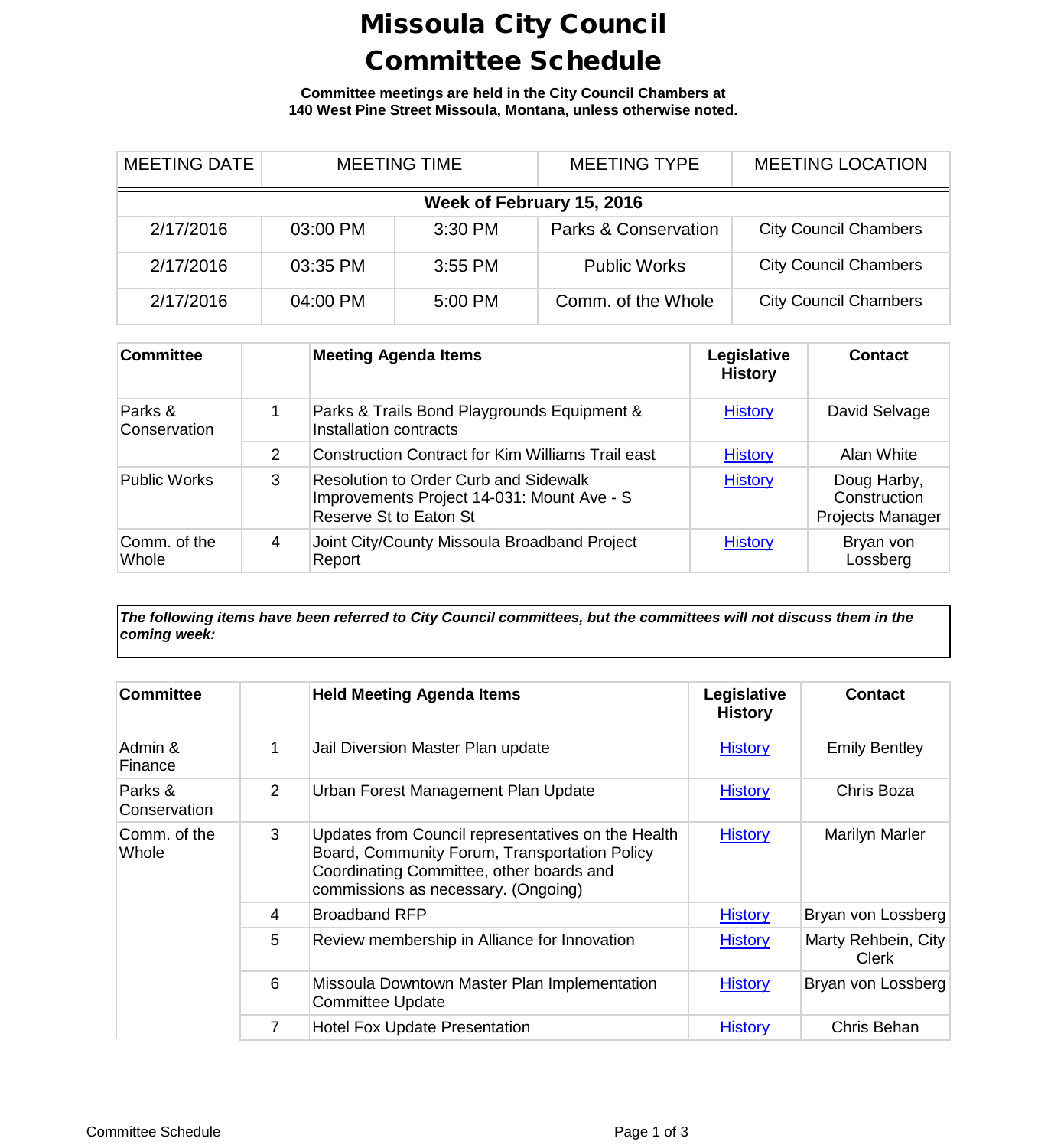# Missoula City Council Committee Schedule

**Committee meetings are held in the City Council Chambers at 140 West Pine Street Missoula, Montana, unless otherwise noted.**

| MEETING DATE | MEETING TIME | | MEETING TYPE | MEETING LOCATION |
|---|---|---|---|---|
| **Week of February 15, 2016** | | | | |
| 2/17/2016 | 03:00 PM | 3:30 PM | Parks & Conservation | City Council Chambers |
| 2/17/2016 | 03:35 PM | 3:55 PM | Public Works | City Council Chambers |
| 2/17/2016 | 04:00 PM | 5:00 PM | Comm. of the Whole | City Council Chambers |

| **Committee** | | **Meeting Agenda Items** | **Legislative History** | **Contact** |
|---|---|---|---|---|
| Parks & Conservation | 1 | Parks & Trails Bond Playgrounds Equipment & Installation contracts | History | David Selvage |
| | 2 | Construction Contract for Kim Williams Trail east | History | Alan White |
| Public Works | 3 | Resolution to Order Curb and Sidewalk Improvements Project 14-031: Mount Ave - S Reserve St to Eaton St | History | Doug Harby, Construction Projects Manager |
| Comm. of the Whole | 4 | Joint City/County Missoula Broadband Project Report | History | Bryan von Lossberg |

***The following items have been referred to City Council committees, but the committees will not discuss them in the coming week:***

| **Committee** | | **Held Meeting Agenda Items** | **Legislative History** | **Contact** |
|---|---|---|---|---|
| Admin & Finance | 1 | Jail Diversion Master Plan update | History | Emily Bentley |
| Parks & Conservation | 2 | Urban Forest Management Plan Update | History | Chris Boza |
| Comm. of the Whole | 3 | Updates from Council representatives on the Health Board, Community Forum, Transportation Policy Coordinating Committee, other boards and commissions as necessary. (Ongoing) | History | Marilyn Marler |
| | 4 | Broadband RFP | History | Bryan von Lossberg |
| | 5 | Review membership in Alliance for Innovation | History | Marty Rehbein, City Clerk |
| | 6 | Missoula Downtown Master Plan Implementation Committee Update | History | Bryan von Lossberg |
| | 7 | Hotel Fox Update Presentation | History | Chris Behan |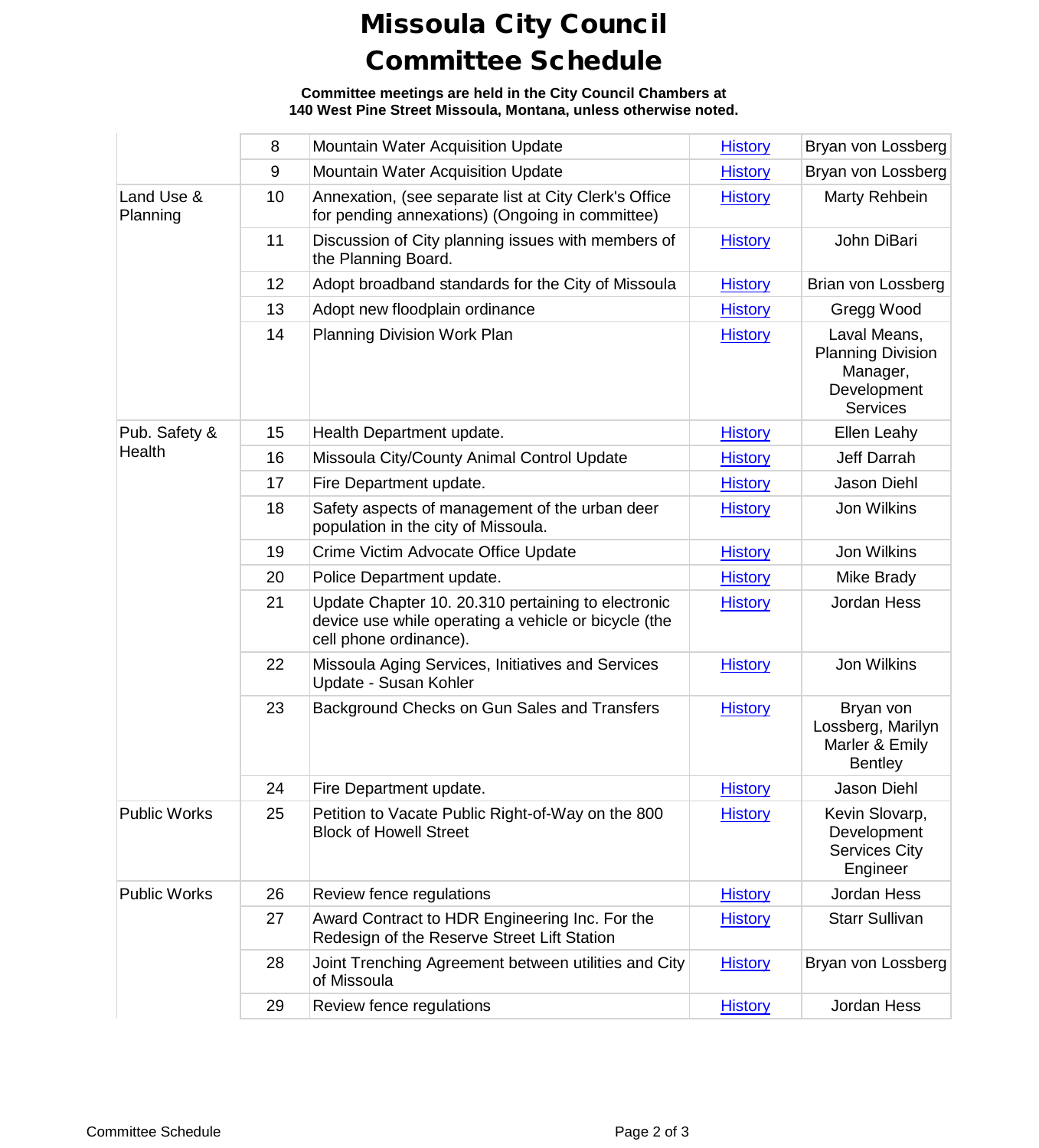# Missoula City Council Committee Schedule

**Committee meetings are held in the City Council Chambers at 140 West Pine Street Missoula, Montana, unless otherwise noted.**

| Committee | # | Item | History | Sponsor |
|---|---|---|---|---|
| | 8 | Mountain Water Acquisition Update | History | Bryan von Lossberg |
| | 9 | Mountain Water Acquisition Update | History | Bryan von Lossberg |
| Land Use & Planning | 10 | Annexation, (see separate list at City Clerk's Office for pending annexations) (Ongoing in committee) | History | Marty Rehbein |
| | 11 | Discussion of City planning issues with members of the Planning Board. | History | John DiBari |
| | 12 | Adopt broadband standards for the City of Missoula | History | Brian von Lossberg |
| | 13 | Adopt new floodplain ordinance | History | Gregg Wood |
| | 14 | Planning Division Work Plan | History | Laval Means, Planning Division Manager, Development Services |
| Pub. Safety & Health | 15 | Health Department update. | History | Ellen Leahy |
| | 16 | Missoula City/County Animal Control Update | History | Jeff Darrah |
| | 17 | Fire Department update. | History | Jason Diehl |
| | 18 | Safety aspects of management of the urban deer population in the city of Missoula. | History | Jon Wilkins |
| | 19 | Crime Victim Advocate Office Update | History | Jon Wilkins |
| | 20 | Police Department update. | History | Mike Brady |
| | 21 | Update Chapter 10. 20.310 pertaining to electronic device use while operating a vehicle or bicycle (the cell phone ordinance). | History | Jordan Hess |
| | 22 | Missoula Aging Services, Initiatives and Services Update - Susan Kohler | History | Jon Wilkins |
| | 23 | Background Checks on Gun Sales and Transfers | History | Bryan von Lossberg, Marilyn Marler & Emily Bentley |
| | 24 | Fire Department update. | History | Jason Diehl |
| Public Works | 25 | Petition to Vacate Public Right-of-Way on the 800 Block of Howell Street | History | Kevin Slovarp, Development Services City Engineer |
| Public Works | 26 | Review fence regulations | History | Jordan Hess |
| | 27 | Award Contract to HDR Engineering Inc. For the Redesign of the Reserve Street Lift Station | History | Starr Sullivan |
| | 28 | Joint Trenching Agreement between utilities and City of Missoula | History | Bryan von Lossberg |
| | 29 | Review fence regulations | History | Jordan Hess |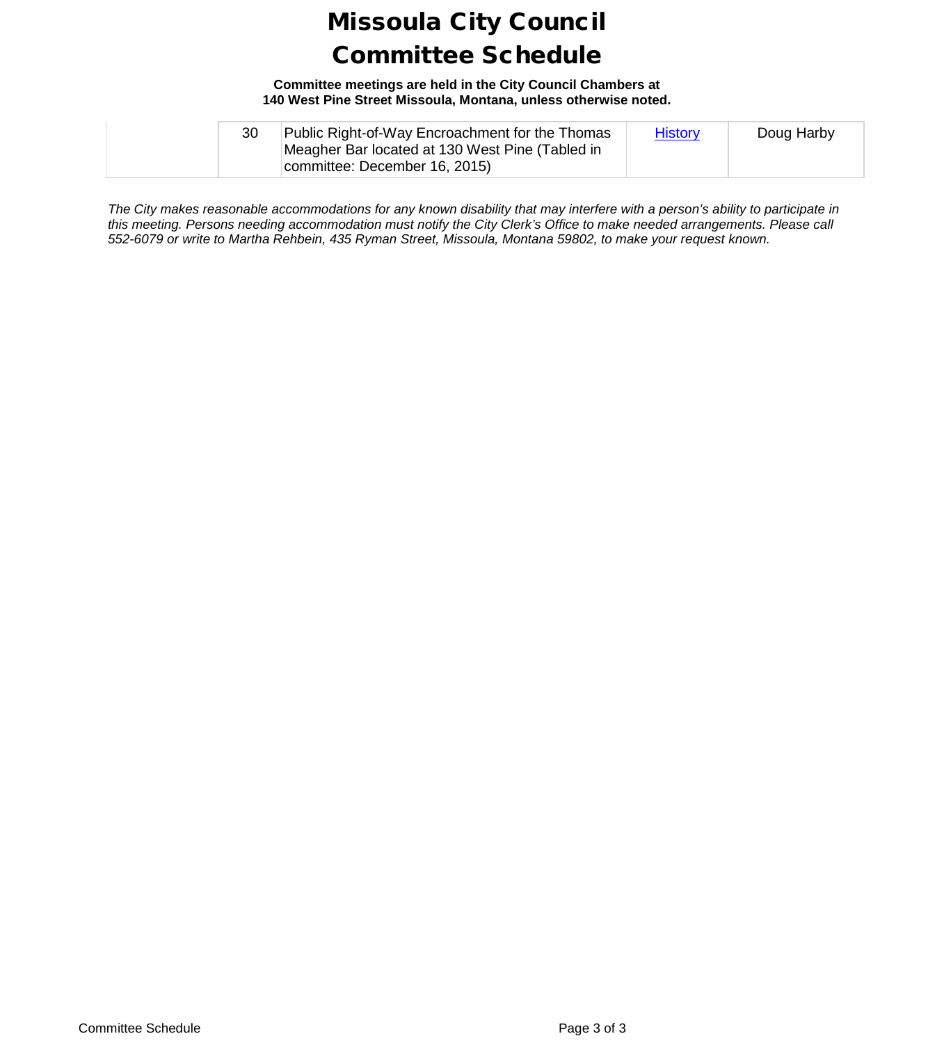# Missoula City Council
# Committee Schedule

**Committee meetings are held in the City Council Chambers at 140 West Pine Street Missoula, Montana, unless otherwise noted.**

| | | | | |
|---|---|---|---|---|
| | 30 | Public Right-of-Way Encroachment for the Thomas Meagher Bar located at 130 West Pine (Tabled in committee: December 16, 2015) | History | Doug Harby |

*The City makes reasonable accommodations for any known disability that may interfere with a person's ability to participate in this meeting. Persons needing accommodation must notify the City Clerk's Office to make needed arrangements. Please call 552-6079 or write to Martha Rehbein, 435 Ryman Street, Missoula, Montana 59802, to make your request known.*